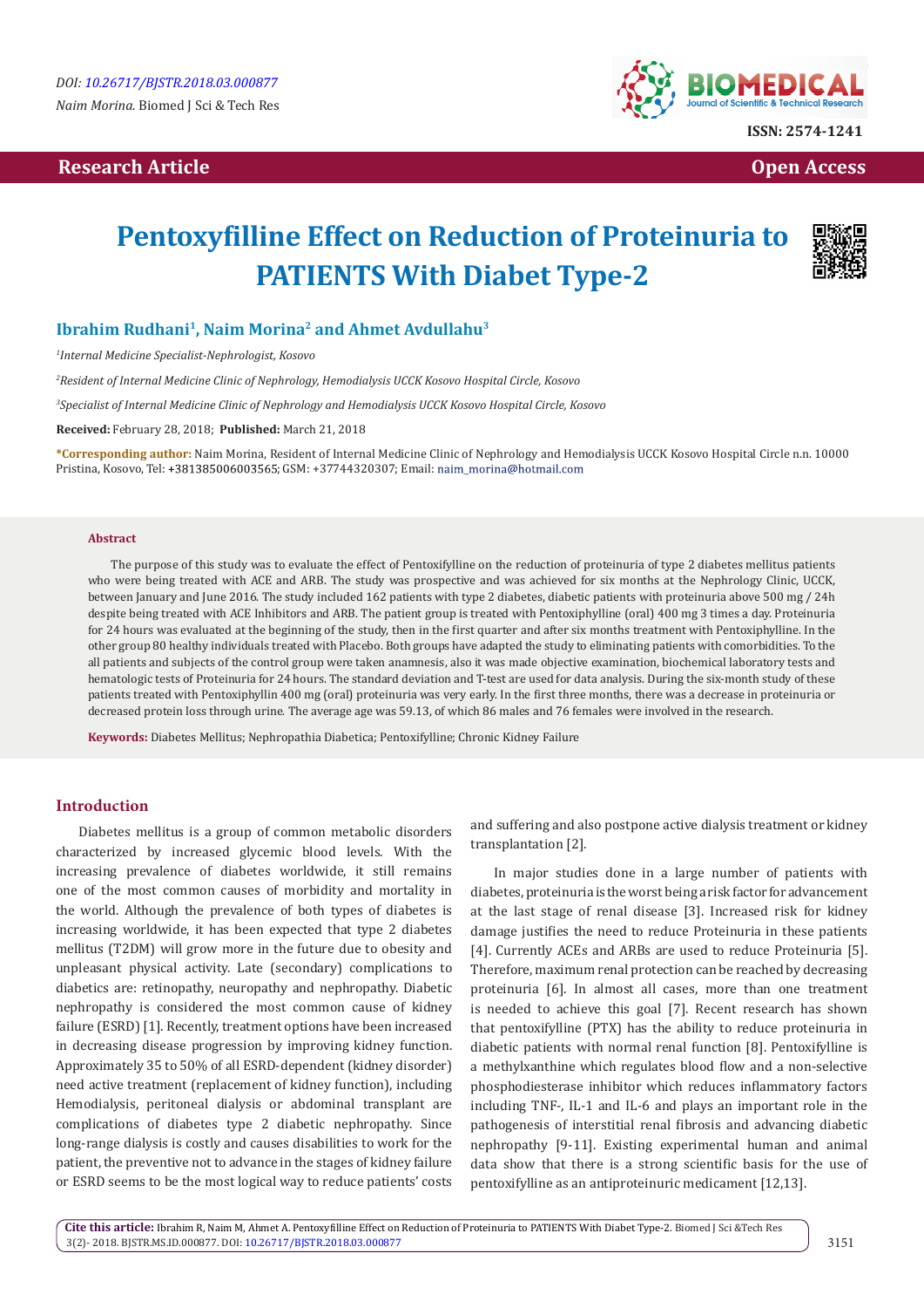DOI: 10.26717/BJSTR.2018.03.000877

*Naim Morina.* Biomed J Sci & Tech Res

ISSN: 2574-1241

**Research Article** | **Open Access**

# Pentoxyfilline Effect on Reduction of Proteinuria to PATIENTS With Diabet Type-2

**Ibrahim Rudhani[1], Naim Morina[2] and Ahmet Avdullahu[3]**

*[1]Internal Medicine Specialist-Nephrologist, Kosovo*

*[2]Resident of Internal Medicine Clinic of Nephrology, Hemodialysis UCCK Kosovo Hospital Circle, Kosovo*

*[3]Specialist of Internal Medicine Clinic of Nephrology and Hemodialysis UCCK Kosovo Hospital Circle, Kosovo*

**Received:** February 28, 2018; **Published:** March 21, 2018

**\*Corresponding author:** Naim Morina, Resident of Internal Medicine Clinic of Nephrology and Hemodialysis UCCK Kosovo Hospital Circle n.n. 10000 Pristina, Kosovo, Tel: +381385006003565; GSM: +37744320307; Email: naim_morina@hotmail.com

## Abstract

The purpose of this study was to evaluate the effect of Pentoxifylline on the reduction of proteinuria of type 2 diabetes mellitus patients who were being treated with ACE and ARB. The study was prospective and was achieved for six months at the Nephrology Clinic, UCCK, between January and June 2016. The study included 162 patients with type 2 diabetes, diabetic patients with proteinuria above 500 mg / 24h despite being treated with ACE Inhibitors and ARB. The patient group is treated with Pentoxiphylline (oral) 400 mg 3 times a day. Proteinuria for 24 hours was evaluated at the beginning of the study, then in the first quarter and after six months treatment with Pentoxiphylline. In the other group 80 healthy individuals treated with Placebo. Both groups have adapted the study to eliminating patients with comorbidities. To the all patients and subjects of the control group were taken anamnesis, also it was made objective examination, biochemical laboratory tests and hematologic tests of Proteinuria for 24 hours. The standard deviation and T-test are used for data analysis. During the six-month study of these patients treated with Pentoxiphyllin 400 mg (oral) proteinuria was very early. In the first three months, there was a decrease in proteinuria or decreased protein loss through urine. The average age was 59.13, of which 86 males and 76 females were involved in the research.

**Keywords:** Diabetes Mellitus; Nephropathia Diabetica; Pentoxifylline; Chronic Kidney Failure

## Introduction

Diabetes mellitus is a group of common metabolic disorders characterized by increased glycemic blood levels. With the increasing prevalence of diabetes worldwide, it still remains one of the most common causes of morbidity and mortality in the world. Although the prevalence of both types of diabetes is increasing worldwide, it has been expected that type 2 diabetes mellitus (T2DM) will grow more in the future due to obesity and unpleasant physical activity. Late (secondary) complications to diabetics are: retinopathy, neuropathy and nephropathy. Diabetic nephropathy is considered the most common cause of kidney failure (ESRD) [1]. Recently, treatment options have been increased in decreasing disease progression by improving kidney function. Approximately 35 to 50% of all ESRD-dependent (kidney disorder) need active treatment (replacement of kidney function), including Hemodialysis, peritoneal dialysis or abdominal transplant are complications of diabetes type 2 diabetic nephropathy. Since long-range dialysis is costly and causes disabilities to work for the patient, the preventive not to advance in the stages of kidney failure or ESRD seems to be the most logical way to reduce patients' costs and suffering and also postpone active dialysis treatment or kidney transplantation [2].

In major studies done in a large number of patients with diabetes, proteinuria is the worst being a risk factor for advancement at the last stage of renal disease [3]. Increased risk for kidney damage justifies the need to reduce Proteinuria in these patients [4]. Currently ACEs and ARBs are used to reduce Proteinuria [5]. Therefore, maximum renal protection can be reached by decreasing proteinuria [6]. In almost all cases, more than one treatment is needed to achieve this goal [7]. Recent research has shown that pentoxifylline (PTX) has the ability to reduce proteinuria in diabetic patients with normal renal function [8]. Pentoxifylline is a methylxanthine which regulates blood flow and a non-selective phosphodiesterase inhibitor which reduces inflammatory factors including TNF-, IL-1 and IL-6 and plays an important role in the pathogenesis of interstitial renal fibrosis and advancing diabetic nephropathy [9-11]. Existing experimental human and animal data show that there is a strong scientific basis for the use of pentoxifylline as an antiproteinuric medicament [12,13].

**Cite this article:** Ibrahim R, Naim M, Ahmet A. Pentoxyfilline Effect on Reduction of Proteinuria to PATIENTS With Diabet Type-2. Biomed J Sci &Tech Res 3(2)- 2018. BJSTR.MS.ID.000877. DOI: 10.26717/BJSTR.2018.03.000877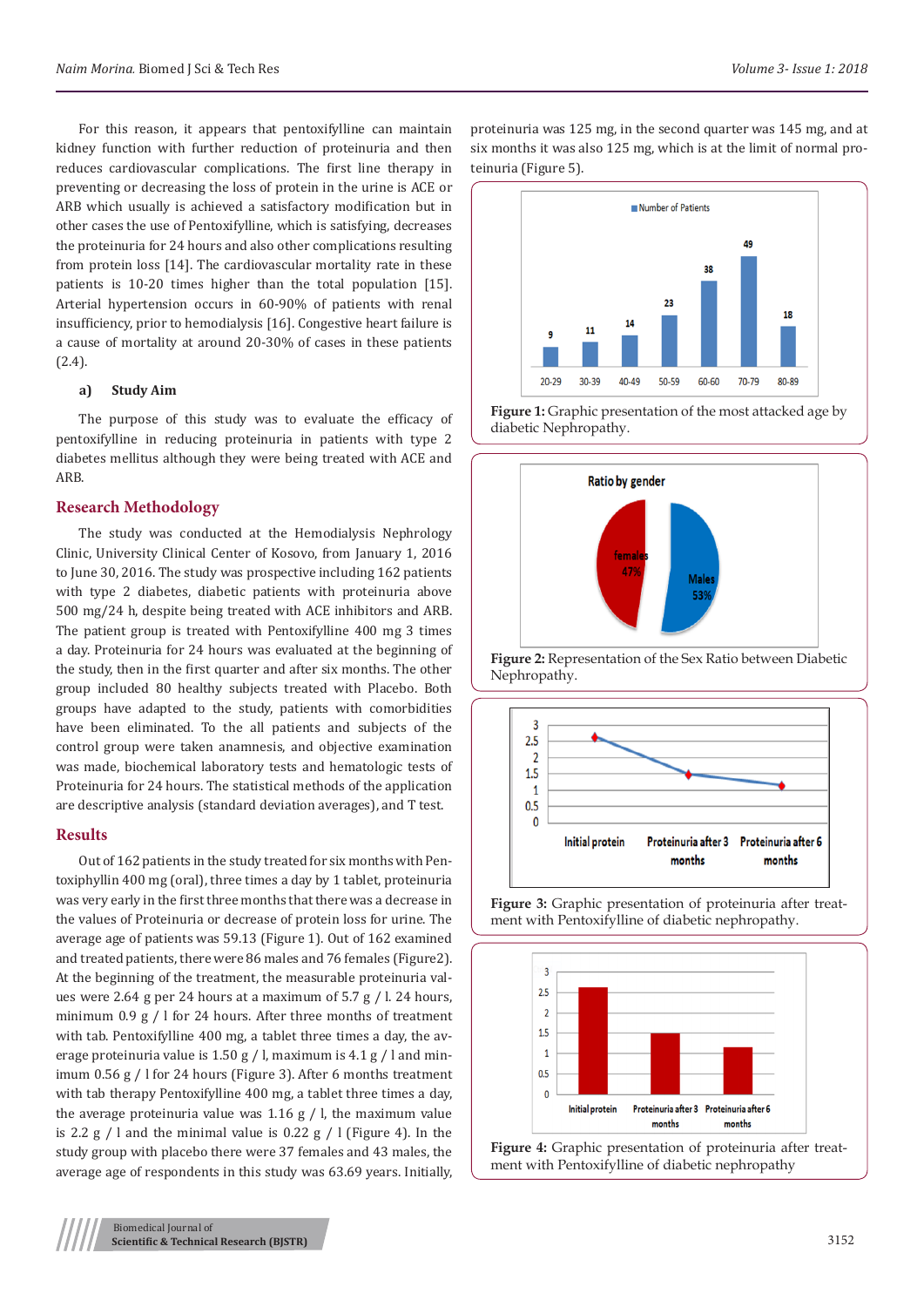For this reason, it appears that pentoxifylline can maintain kidney function with further reduction of proteinuria and then reduces cardiovascular complications. The first line therapy in preventing or decreasing the loss of protein in the urine is ACE or ARB which usually is achieved a satisfactory modification but in other cases the use of Pentoxifylline, which is satisfying, decreases the proteinuria for 24 hours and also other complications resulting from protein loss [14]. The cardiovascular mortality rate in these patients is 10-20 times higher than the total population [15]. Arterial hypertension occurs in 60-90% of patients with renal insufficiency, prior to hemodialysis [16]. Congestive heart failure is a cause of mortality at around 20-30% of cases in these patients (2.4).

### a) Study Aim

The purpose of this study was to evaluate the efficacy of pentoxifylline in reducing proteinuria in patients with type 2 diabetes mellitus although they were being treated with ACE and ARB.

## Research Methodology

The study was conducted at the Hemodialysis Nephrology Clinic, University Clinical Center of Kosovo, from January 1, 2016 to June 30, 2016. The study was prospective including 162 patients with type 2 diabetes, diabetic patients with proteinuria above 500 mg/24 h, despite being treated with ACE inhibitors and ARB. The patient group is treated with Pentoxifylline 400 mg 3 times a day. Proteinuria for 24 hours was evaluated at the beginning of the study, then in the first quarter and after six months. The other group included 80 healthy subjects treated with Placebo. Both groups have adapted to the study, patients with comorbidities have been eliminated. To the all patients and subjects of the control group were taken anamnesis, and objective examination was made, biochemical laboratory tests and hematologic tests of Proteinuria for 24 hours. The statistical methods of the application are descriptive analysis (standard deviation averages), and T test.

## Results

Out of 162 patients in the study treated for six months with Pentoxiphyllin 400 mg (oral), three times a day by 1 tablet, proteinuria was very early in the first three months that there was a decrease in the values of Proteinuria or decrease of protein loss for urine. The average age of patients was 59.13 (Figure 1). Out of 162 examined and treated patients, there were 86 males and 76 females (Figure2). At the beginning of the treatment, the measurable proteinuria values were 2.64 g per 24 hours at a maximum of 5.7 g / l. 24 hours, minimum 0.9 g / l for 24 hours. After three months of treatment with tab. Pentoxifylline 400 mg, a tablet three times a day, the average proteinuria value is 1.50 g / l, maximum is 4.1 g / l and minimum 0.56 g / l for 24 hours (Figure 3). After 6 months treatment with tab therapy Pentoxifylline 400 mg, a tablet three times a day, the average proteinuria value was 1.16 g / l, the maximum value is 2.2 g / l and the minimal value is 0.22 g / l (Figure 4). In the study group with placebo there were 37 females and 43 males, the average age of respondents in this study was 63.69 years. Initially, proteinuria was 125 mg, in the second quarter was 145 mg, and at six months it was also 125 mg, which is at the limit of normal proteinuria (Figure 5).

**Figure 1:** Graphic presentation of the most attacked age by diabetic Nephropathy.

**Figure 2:** Representation of the Sex Ratio between Diabetic Nephropathy.

**Figure 3:** Graphic presentation of proteinuria after treatment with Pentoxifylline of diabetic nephropathy.

**Figure 4:** Graphic presentation of proteinuria after treatment with Pentoxifylline of diabetic nephropathy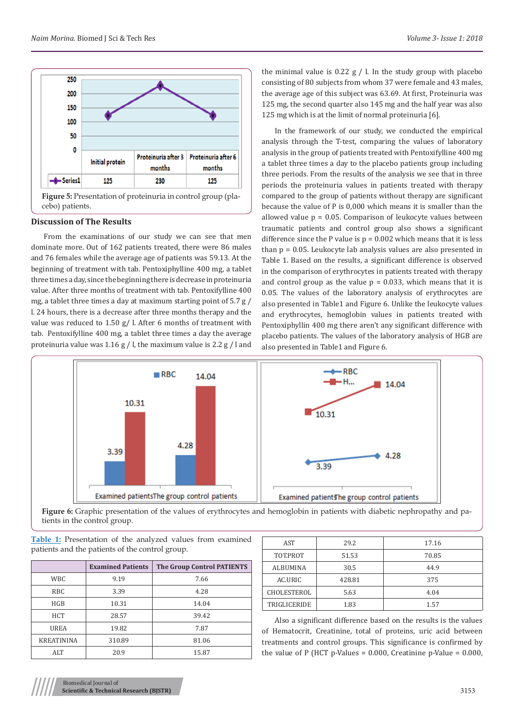Figure 5: Presentation of proteinuria in control group (placebo) patients.

## Discussion of The Results

From the examinations of our study we can see that men dominate more. Out of 162 patients treated, there were 86 males and 76 females while the average age of patients was 59.13. At the beginning of treatment with tab. Pentoxiphylline 400 mg, a tablet three times a day, since the beginning there is decrease in proteinuria value. After three months of treatment with tab. Pentoxifylline 400 mg, a tablet three times a day at maximum starting point of 5.7 g / l. 24 hours, there is a decrease after three months therapy and the value was reduced to 1.50 g/ l. After 6 months of treatment with tab. Pentoxifylline 400 mg, a tablet three times a day the average proteinuria value was 1.16 g / l, the maximum value is 2.2 g / l and the minimal value is 0.22 g / l. In the study group with placebo consisting of 80 subjects from whom 37 were female and 43 males, the average age of this subject was 63.69. At first, Proteinuria was 125 mg, the second quarter also 145 mg and the half year was also 125 mg which is at the limit of normal proteinuria [6].

In the framework of our study, we conducted the empirical analysis through the T-test, comparing the values of laboratory analysis in the group of patients treated with Pentoxifylline 400 mg a tablet three times a day to the placebo patients group including three periods. From the results of the analysis we see that in three periods the proteinuria values in patients treated with therapy compared to the group of patients without therapy are significant because the value of P is 0,000 which means it is smaller than the allowed value $p = 0.05$. Comparison of leukocyte values between traumatic patients and control group also shows a significant difference since the P value is $p = 0.002$ which means that it is less than $p = 0.05$. Leukocyte lab analysis values are also presented in Table 1. Based on the results, a significant difference is observed in the comparison of erythrocytes in patients treated with therapy and control group as the value $p = 0.033$, which means that it is 0.05. The values of the laboratory analysis of erythrocytes are also presented in Table1 and Figure 6. Unlike the leukocyte values and erythrocytes, hemoglobin values in patients treated with Pentoxiphyllin 400 mg there aren't any significant difference with placebo patients. The values of the laboratory analysis of HGB are also presented in Table1 and Figure 6.

Figure 6: Graphic presentation of the values of erythrocytes and hemoglobin in patients with diabetic nephropathy and patients in the control group.

Table 1: Presentation of the analyzed values from examined patients and the patients of the control group.

| | Examined Patients | The Group Control PATIENTS |
|---|---|---|
| WBC | 9.19 | 7.66 |
| RBC | 3.39 | 4.28 |
| HGB | 10.31 | 14.04 |
| HCT | 28.57 | 39.42 |
| UREA | 19.82 | 7.87 |
| KREATININA | 310.89 | 81.06 |
| ALT | 20.9 | 15.87 |
| AST | 29.2 | 17.16 |
| TOT.PROT | 51.53 | 70.85 |
| ALBUMINA | 30.5 | 44.9 |
| AC.URIC | 428.81 | 375 |
| CHOLESTEROL | 5.63 | 4.04 |
| TRIGLICERIDE | 1.83 | 1.57 |

Also a significant difference based on the results is the values of Hematocrit, Creatinine, total of proteins, uric acid between treatments and control groups. This significance is confirmed by the value of P (HCT p-Values = 0.000, Creatinine p-Value = 0.000,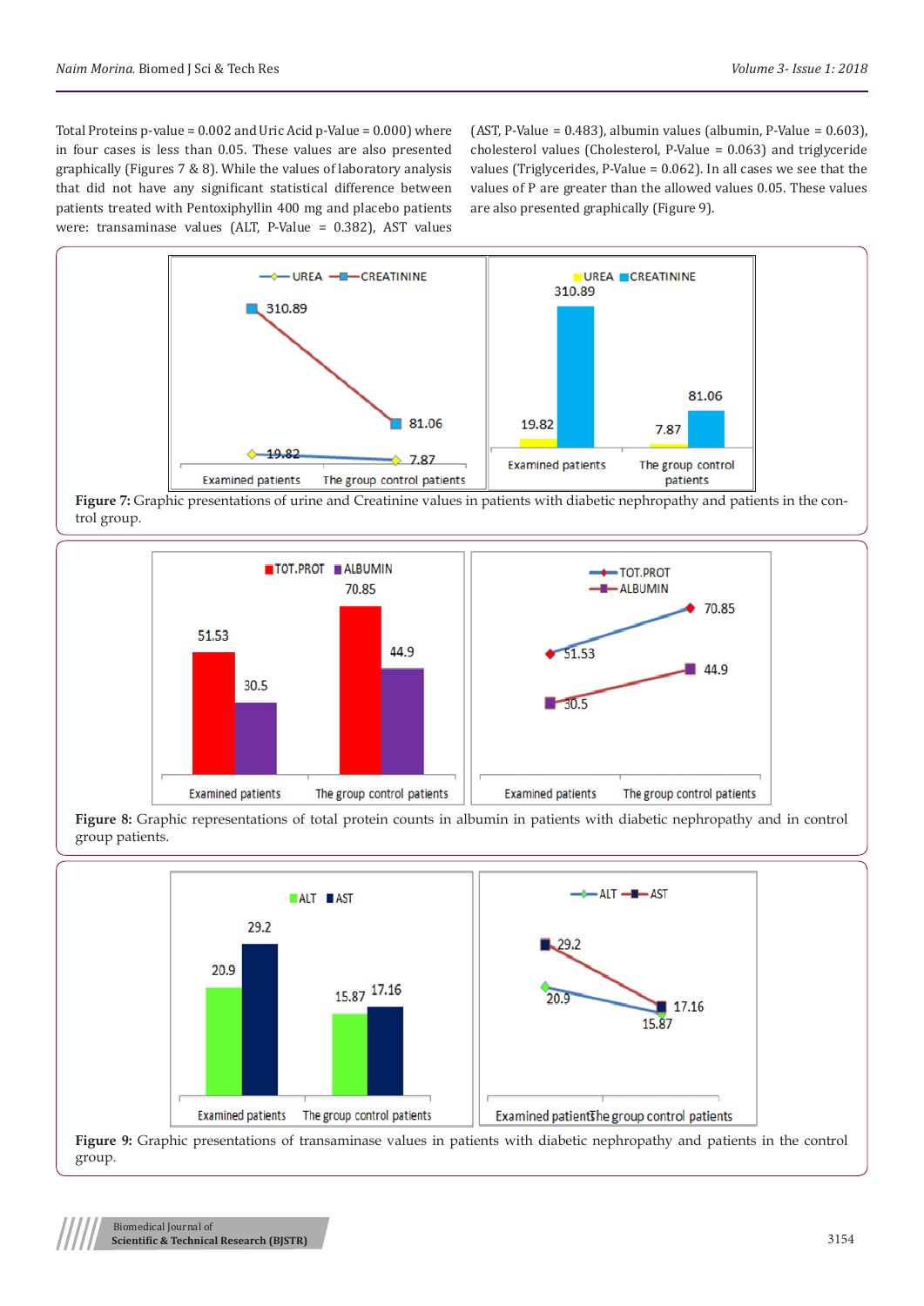Total Proteins p-value = 0.002 and Uric Acid p-Value = 0.000) where in four cases is less than 0.05. These values are also presented graphically (Figures 7 & 8). While the values of laboratory analysis that did not have any significant statistical difference between patients treated with Pentoxiphyllin 400 mg and placebo patients were: transaminase values (ALT, P-Value = 0.382), AST values (AST, P-Value = 0.483), albumin values (albumin, P-Value = 0.603), cholesterol values (Cholesterol, P-Value = 0.063) and triglyceride values (Triglycerides, P-Value = 0.062). In all cases we see that the values of P are greater than the allowed values 0.05. These values are also presented graphically (Figure 9).

**Figure 7:** Graphic presentations of urine and Creatinine values in patients with diabetic nephropathy and patients in the control group.

**Figure 8:** Graphic representations of total protein counts in albumin in patients with diabetic nephropathy and in control group patients.

**Figure 9:** Graphic presentations of transaminase values in patients with diabetic nephropathy and patients in the control group.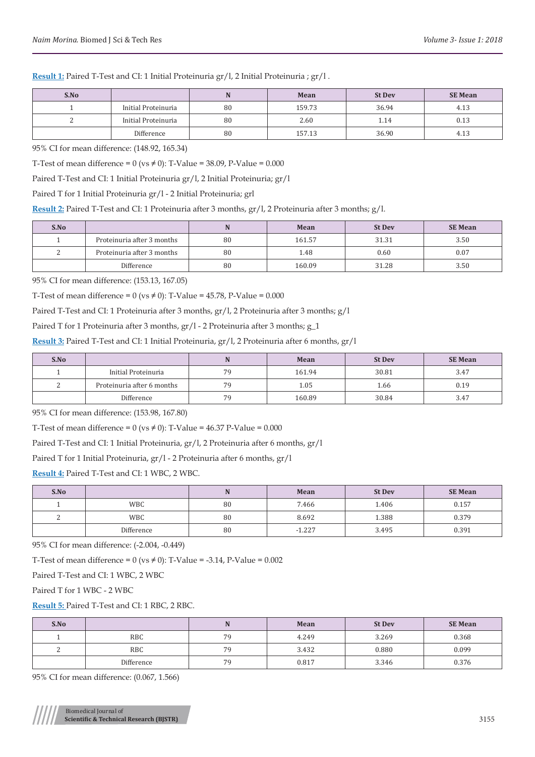**Result 1:** Paired T-Test and CI: 1 Initial Proteinuria gr/l, 2 Initial Proteinuria ; gr/l .

| S.No | | N | Mean | St Dev | SE Mean |
|---|---|---|---|---|---|
| 1 | Initial Proteinuria | 80 | 159.73 | 36.94 | 4.13 |
| 2 | Initial Proteinuria | 80 | 2.60 | 1.14 | 0.13 |
| | Difference | 80 | 157.13 | 36.90 | 4.13 |

95% CI for mean difference: (148.92, 165.34)

T-Test of mean difference = 0 (vs ≠ 0): T-Value = 38.09, P-Value = 0.000

Paired T-Test and CI: 1 Initial Proteinuria gr/l, 2 Initial Proteinuria; gr/l

Paired T for 1 Initial Proteinuria gr/l - 2 Initial Proteinuria; grl

**Result 2:** Paired T-Test and CI: 1 Proteinuria after 3 months, gr/l, 2 Proteinuria after 3 months; g/l.

| S.No | | N | Mean | St Dev | SE Mean |
|---|---|---|---|---|---|
| 1 | Proteinuria after 3 months | 80 | 161.57 | 31.31 | 3.50 |
| 2 | Proteinuria after 3 months | 80 | 1.48 | 0.60 | 0.07 |
| | Difference | 80 | 160.09 | 31.28 | 3.50 |

95% CI for mean difference: (153.13, 167.05)

T-Test of mean difference = 0 (vs ≠ 0): T-Value = 45.78, P-Value = 0.000

Paired T-Test and CI: 1 Proteinuria after 3 months, gr/l, 2 Proteinuria after 3 months; g/l

Paired T for 1 Proteinuria after 3 months, gr/l - 2 Proteinuria after 3 months; g_1

**Result 3:** Paired T-Test and CI: 1 Initial Proteinuria, gr/l, 2 Proteinuria after 6 months, gr/l

| S.No | | N | Mean | St Dev | SE Mean |
|---|---|---|---|---|---|
| 1 | Initial Proteinuria | 79 | 161.94 | 30.81 | 3.47 |
| 2 | Proteinuria after 6 months | 79 | 1.05 | 1.66 | 0.19 |
| | Difference | 79 | 160.89 | 30.84 | 3.47 |

95% CI for mean difference: (153.98, 167.80)

T-Test of mean difference = 0 (vs ≠ 0): T-Value = 46.37 P-Value = 0.000

Paired T-Test and CI: 1 Initial Proteinuria, gr/l, 2 Proteinuria after 6 months, gr/l

Paired T for 1 Initial Proteinuria, gr/l - 2 Proteinuria after 6 months, gr/l

**Result 4:** Paired T-Test and CI: 1 WBC, 2 WBC.

| S.No | | N | Mean | St Dev | SE Mean |
|---|---|---|---|---|---|
| 1 | WBC | 80 | 7.466 | 1.406 | 0.157 |
| 2 | WBC | 80 | 8.692 | 1.388 | 0.379 |
| | Difference | 80 | -1.227 | 3.495 | 0.391 |

95% CI for mean difference: (-2.004, -0.449)

T-Test of mean difference = 0 (vs ≠ 0): T-Value = -3.14, P-Value = 0.002

Paired T-Test and CI: 1 WBC, 2 WBC

Paired T for 1 WBC - 2 WBC

**Result 5:** Paired T-Test and CI: 1 RBC, 2 RBC.

| S.No | | N | Mean | St Dev | SE Mean |
|---|---|---|---|---|---|
| 1 | RBC | 79 | 4.249 | 3.269 | 0.368 |
| 2 | RBC | 79 | 3.432 | 0.880 | 0.099 |
| | Difference | 79 | 0.817 | 3.346 | 0.376 |

95% CI for mean difference: (0.067, 1.566)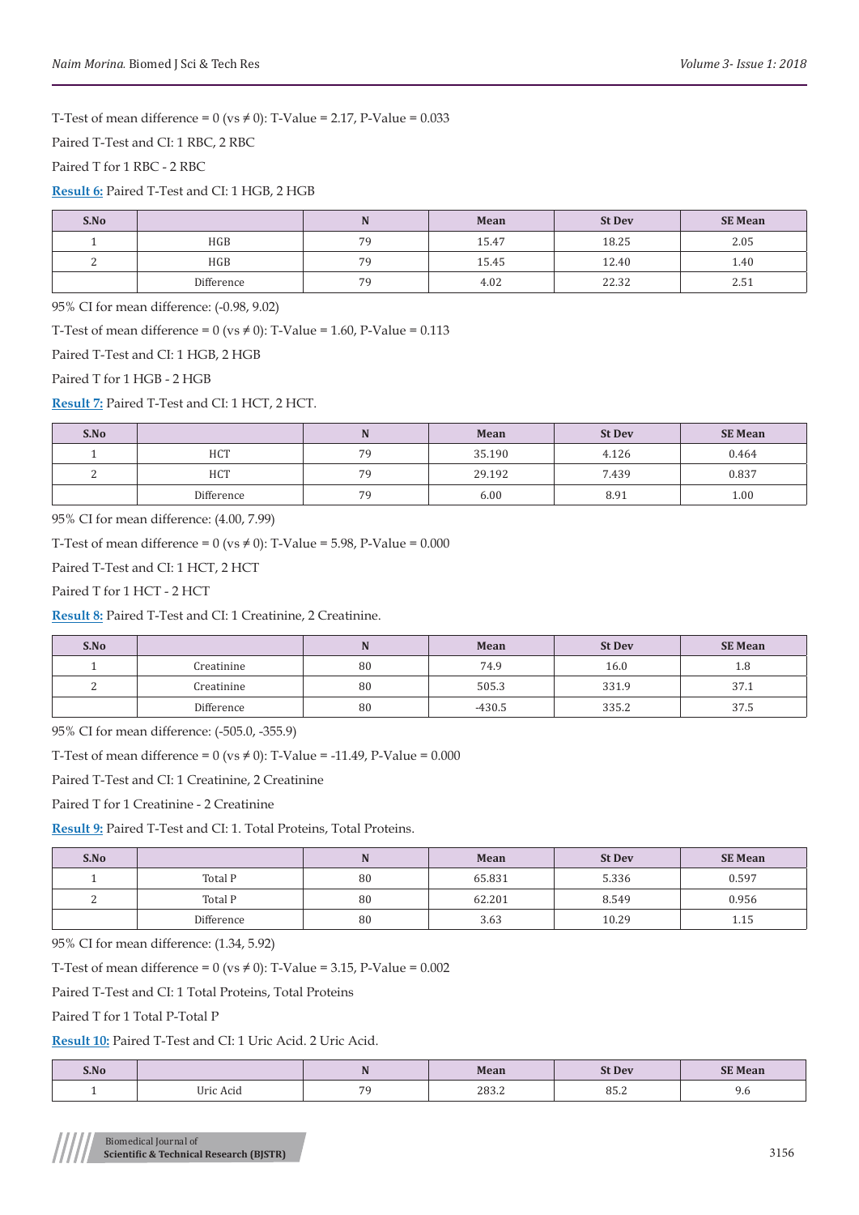T-Test of mean difference = 0 (vs ≠ 0): T-Value = 2.17, P-Value = 0.033

Paired T-Test and CI: 1 RBC, 2 RBC

Paired T for 1 RBC - 2 RBC

**Result 6:** Paired T-Test and CI: 1 HGB, 2 HGB

| S.No | | N | Mean | St Dev | SE Mean |
|---|---|---|---|---|---|
| 1 | HGB | 79 | 15.47 | 18.25 | 2.05 |
| 2 | HGB | 79 | 15.45 | 12.40 | 1.40 |
| | Difference | 79 | 4.02 | 22.32 | 2.51 |

95% CI for mean difference: (-0.98, 9.02)

T-Test of mean difference = 0 (vs ≠ 0): T-Value = 1.60, P-Value = 0.113

Paired T-Test and CI: 1 HGB, 2 HGB

Paired T for 1 HGB - 2 HGB

**Result 7:** Paired T-Test and CI: 1 HCT, 2 HCT.

| S.No | | N | Mean | St Dev | SE Mean |
|---|---|---|---|---|---|
| 1 | HCT | 79 | 35.190 | 4.126 | 0.464 |
| 2 | HCT | 79 | 29.192 | 7.439 | 0.837 |
| | Difference | 79 | 6.00 | 8.91 | 1.00 |

95% CI for mean difference: (4.00, 7.99)

T-Test of mean difference = 0 (vs ≠ 0): T-Value = 5.98, P-Value = 0.000

Paired T-Test and CI: 1 HCT, 2 HCT

Paired T for 1 HCT - 2 HCT

**Result 8:** Paired T-Test and CI: 1 Creatinine, 2 Creatinine.

| S.No | | N | Mean | St Dev | SE Mean |
|---|---|---|---|---|---|
| 1 | Creatinine | 80 | 74.9 | 16.0 | 1.8 |
| 2 | Creatinine | 80 | 505.3 | 331.9 | 37.1 |
| | Difference | 80 | -430.5 | 335.2 | 37.5 |

95% CI for mean difference: (-505.0, -355.9)

T-Test of mean difference = 0 (vs ≠ 0): T-Value = -11.49, P-Value = 0.000

Paired T-Test and CI: 1 Creatinine, 2 Creatinine

Paired T for 1 Creatinine - 2 Creatinine

**Result 9:** Paired T-Test and CI: 1. Total Proteins, Total Proteins.

| S.No | | N | Mean | St Dev | SE Mean |
|---|---|---|---|---|---|
| 1 | Total P | 80 | 65.831 | 5.336 | 0.597 |
| 2 | Total P | 80 | 62.201 | 8.549 | 0.956 |
| | Difference | 80 | 3.63 | 10.29 | 1.15 |

95% CI for mean difference: (1.34, 5.92)

T-Test of mean difference = 0 (vs ≠ 0): T-Value = 3.15, P-Value = 0.002

Paired T-Test and CI: 1 Total Proteins, Total Proteins

Paired T for 1 Total P-Total P

**Result 10:** Paired T-Test and CI: 1 Uric Acid. 2 Uric Acid.

| S.No | | N | Mean | St Dev | SE Mean |
|---|---|---|---|---|---|
| 1 | Uric Acid | 79 | 283.2 | 85.2 | 9.6 |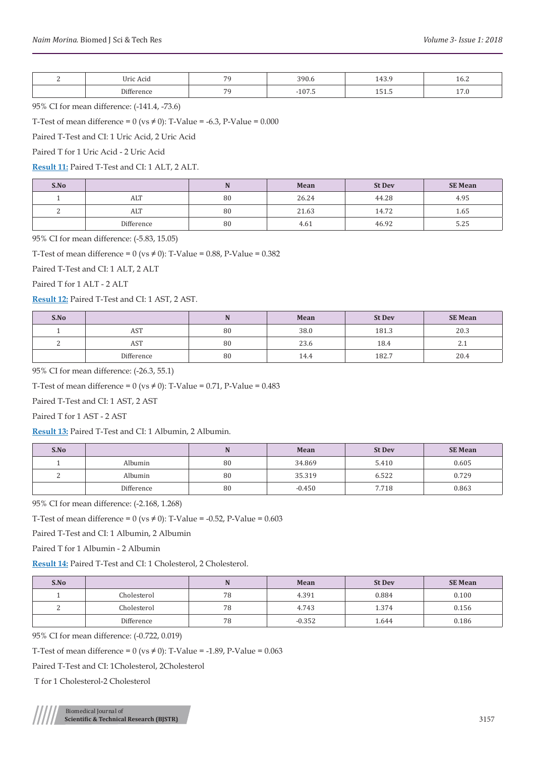| 2 | Uric Acid | 79 | 390.6 | 143.9 | 16.2 |
|---|---|---|---|---|---|
| | Difference | 79 | -107.5 | 151.5 | 17.0 |

95% CI for mean difference: (-141.4, -73.6)

T-Test of mean difference = 0 (vs ≠ 0): T-Value = -6.3, P-Value = 0.000

Paired T-Test and CI: 1 Uric Acid, 2 Uric Acid

Paired T for 1 Uric Acid - 2 Uric Acid

**Result 11:** Paired T-Test and CI: 1 ALT, 2 ALT.

| S.No | | N | Mean | St Dev | SE Mean |
|---|---|---|---|---|---|
| 1 | ALT | 80 | 26.24 | 44.28 | 4.95 |
| 2 | ALT | 80 | 21.63 | 14.72 | 1.65 |
| | Difference | 80 | 4.61 | 46.92 | 5.25 |

95% CI for mean difference: (-5.83, 15.05)

T-Test of mean difference = 0 (vs ≠ 0): T-Value = 0.88, P-Value = 0.382

Paired T-Test and CI: 1 ALT, 2 ALT

Paired T for 1 ALT - 2 ALT

**Result 12:** Paired T-Test and CI: 1 AST, 2 AST.

| S.No | | N | Mean | St Dev | SE Mean |
|---|---|---|---|---|---|
| 1 | AST | 80 | 38.0 | 181.3 | 20.3 |
| 2 | AST | 80 | 23.6 | 18.4 | 2.1 |
| | Difference | 80 | 14.4 | 182.7 | 20.4 |

95% CI for mean difference: (-26.3, 55.1)

T-Test of mean difference = 0 (vs ≠ 0): T-Value = 0.71, P-Value = 0.483

Paired T-Test and CI: 1 AST, 2 AST

Paired T for 1 AST - 2 AST

**Result 13:** Paired T-Test and CI: 1 Albumin, 2 Albumin.

| S.No | | N | Mean | St Dev | SE Mean |
|---|---|---|---|---|---|
| 1 | Albumin | 80 | 34.869 | 5.410 | 0.605 |
| 2 | Albumin | 80 | 35.319 | 6.522 | 0.729 |
| | Difference | 80 | -0.450 | 7.718 | 0.863 |

95% CI for mean difference: (-2.168, 1.268)

T-Test of mean difference = 0 (vs ≠ 0): T-Value = -0.52, P-Value = 0.603

Paired T-Test and CI: 1 Albumin, 2 Albumin

Paired T for 1 Albumin - 2 Albumin

**Result 14:** Paired T-Test and CI: 1 Cholesterol, 2 Cholesterol.

| S.No | | N | Mean | St Dev | SE Mean |
|---|---|---|---|---|---|
| 1 | Cholesterol | 78 | 4.391 | 0.884 | 0.100 |
| 2 | Cholesterol | 78 | 4.743 | 1.374 | 0.156 |
| | Difference | 78 | -0.352 | 1.644 | 0.186 |

95% CI for mean difference: (-0.722, 0.019)

T-Test of mean difference = 0 (vs ≠ 0): T-Value = -1.89, P-Value = 0.063

Paired T-Test and CI: 1Cholesterol, 2Cholesterol

T for 1 Cholesterol-2 Cholesterol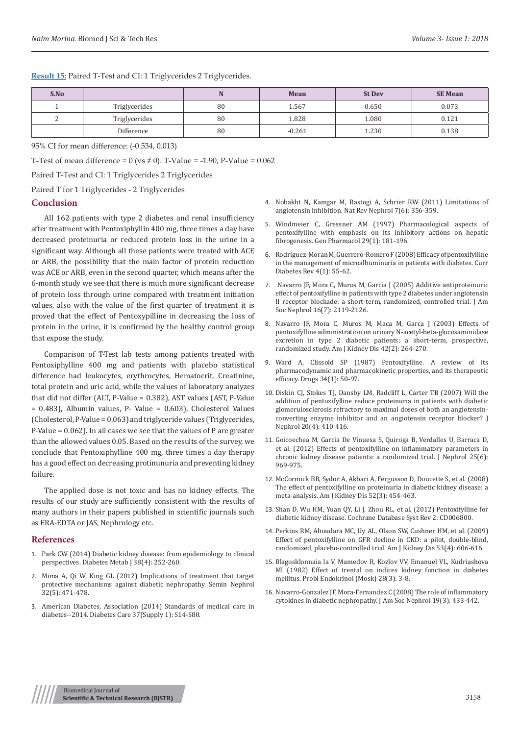**Result 15:** Paired T-Test and CI: 1 Triglycerides 2 Triglycerides.

| S.No | | N | Mean | St Dev | SE Mean |
|---|---|---|---|---|---|
| 1 | Triglycerides | 80 | 1.567 | 0.650 | 0.073 |
| 2 | Triglycerides | 80 | 1.828 | 1.080 | 0.121 |
| | Difference | 80 | -0.261 | 1.230 | 0.138 |

95% CI for mean difference: (-0.534, 0.013)

T-Test of mean difference = 0 (vs ≠ 0): T-Value = -1.90, P-Value = 0.062

Paired T-Test and CI: 1 Triglycerides 2 Triglycerides

Paired T for 1 Triglycerides - 2 Triglycerides

## Conclusion

All 162 patients with type 2 diabetes and renal insufficiency after treatment with Pentoxiphyllin 400 mg, three times a day have decreased proteinuria or reduced protein loss in the urine in a significant way. Although all these patients were treated with ACE or ARB, the possibility that the main factor of protein reduction was ACE or ARB, even in the second quarter, which means after the 6-month study we see that there is much more significant decrease of protein loss through urine compared with treatment initiation values, also with the value of the first quarter of treatment it is proved that the effect of Pentoxypilline in decreasing the loss of protein in the urine, it is confirmed by the healthy control group that expose the study.

Comparison of T-Test lab tests among patients treated with Pentoxiphylline 400 mg and patients with placebo statistical difference had leukocytes, erythrocytes, Hematocrit, Creatinine, total protein and uric acid, while the values of laboratory analyzes that did not differ (ALT, P-Value = 0.382), AST values (AST, P-Value = 0.483), Albumin values, P- Value = 0.603), Cholesterol Values (Cholesterol, P-Value = 0.063) and triglyceride values (Triglycerides, P-Value = 0.062). In all cases we see that the values of P are greater than the allowed values 0.05. Based on the results of the survey, we conclude that Pentoxiphylline 400 mg, three times a day therapy has a good effect on decreasing protinunuria and preventing kidney failure.

The applied dose is not toxic and has no kidney effects. The results of our study are sufficiently consistent with the results of many authors in their papers published in scientific journals such as ERA-EDTA or JAS, Nephrology etc.

## References

1. Park CW (2014) Diabetic kidney disease: from epidemiology to clinical perspectives. Diabetes Metab J 38(4): 252-260.
2. Mima A, Qi W, King GL (2012) Implications of treatment that target protective mechanisms against diabetic nephropathy. Semin Nephrol 32(5): 471-478.
3. American Diabetes, Association (2014) Standards of medical care in diabetes--2014. Diabetes Care 37(Supply 1): S14-S80.
4. Nobakht N, Kamgar M, Rastogi A, Schrier RW (2011) Limitations of angiotensin inhibition. Nat Rev Nephrol 7(6): 356-359.
5. Windmeier C, Gressner AM (1997) Pharmacological aspects of pentoxifylline with emphasis on its inhibitory actions on hepatic fibrogenesis. Gen Pharmacol 29(1): 181-196.
6. Rodriguez-Moran M, Guerrero-Romero F (2008) Efficacy of pentoxifylline in the management of microalbuminuria in patients with diabetes. Curr Diabetes Rev 4(1): 55-62.
7. Navarro JF, Mora C, Muros M, Garcia J (2005) Additive antiproteinuric effect of pentoxifylline in patients with type 2 diabetes under angiotensin II receptor blockade: a short-term, randomized, controlled trial. J Am Soc Nephrol 16(7): 2119-2126.
8. Navarro JF, Mora C, Muros M, Maca M, Garca J (2003) Effects of pentoxifylline administration on urinary N-acetyl-beta-glucosaminidase excretion in type 2 diabetic patients: a short-term, prospective, randomized study. Am J Kidney Dis 42(2): 264-270.
9. Ward A, Clissold SP (1987) Pentoxifylline. A review of its pharmacodynamic and pharmacokinetic properties, and its therapeutic efficacy. Drugs 34(1): 50-97.
10. Diskin CJ, Stokes TJ, Dansby LM, Radcliff L, Carter TB (2007) Will the addition of pentoxifylline reduce proteinuria in patients with diabetic glomerulosclerosis refractory to maximal doses of both an angiotensin-converting enzyme inhibitor and an angiotensin receptor blocker? J Nephrol 20(4): 410-416.
11. Goicoechea M, Garcia De Vinuesa S, Quiroga B, Verdalles U, Barraca D, et al. (2012) Effects of pentoxifylline on inflammatory parameters in chronic kidney disease patients: a randomized trial. J Nephrol 25(6): 969-975.
12. McCormick BB, Sydor A, Akbari A, Fergusson D, Doucette S, et al. (2008) The effect of pentoxifylline on proteinuria in diabetic kidney disease: a meta-analysis. Am J Kidney Dis 52(3): 454-463.
13. Shan D, Wu HM, Yuan QY, Li J, Zhou RL, et al. (2012) Pentoxifylline for diabetic kidney disease. Cochrane Database Syst Rev 2: CD006800.
14. Perkins RM, Aboudara MC, Uy AL, Olson SW, Cushner HM, et al. (2009) Effect of pentoxifylline on GFR decline in CKD: a pilot, double-blind, randomized, placebo-controlled trial. Am J Kidney Dis 53(4): 606-616.
15. Blagosklonnaia Ia V, Mamedov R, Kozlov VV, Emanuel VL, Kudriashova MI (1982) Effect of trental on indices kidney function in diabetes mellitus. Probl Endokrinol (Mosk) 28(3): 3-8.
16. Navarro-Gonzalez JF, Mora-Fernandez C (2008) The role of inflammatory cytokines in diabetic nephropathy. J Am Soc Nephrol 19(3): 433-442.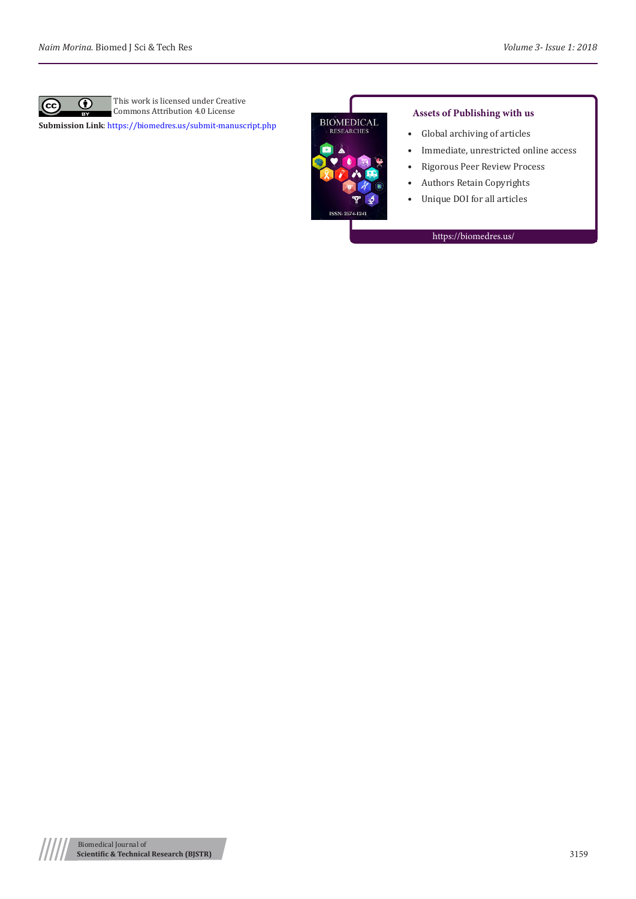This work is licensed under Creative Commons Attribution 4.0 License

**Submission Link**: https://biomedres.us/submit-manuscript.php

### Assets of Publishing with us

- Global archiving of articles
- Immediate, unrestricted online access
- Rigorous Peer Review Process
- Authors Retain Copyrights
- Unique DOI for all articles

https://biomedres.us/